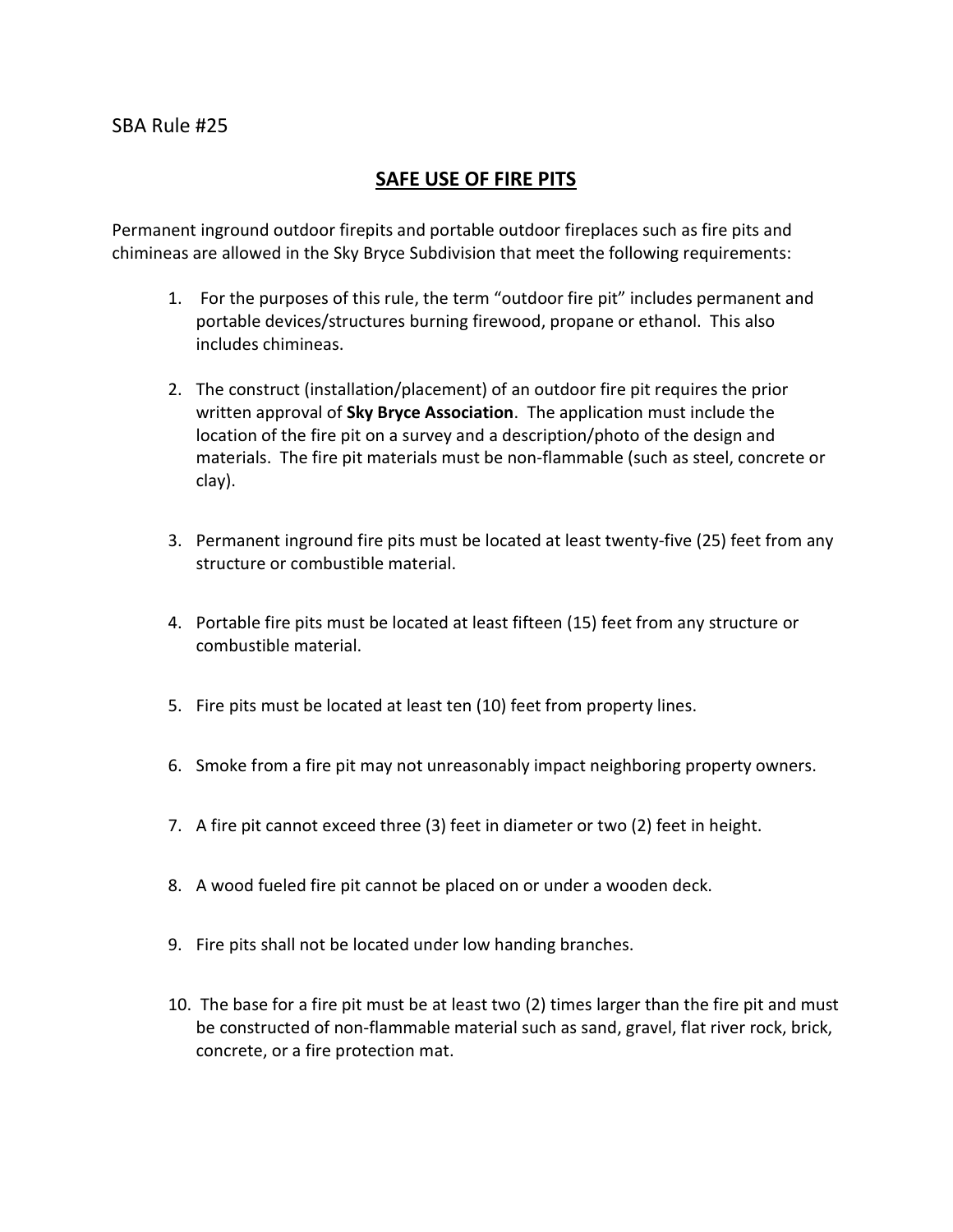SBA Rule #25

# SAFE USE OF FIRE PITS

Permanent inground outdoor firepits and portable outdoor fireplaces such as fire pits and chimineas are allowed in the Sky Bryce Subdivision that meet the following requirements:

1. For the purposes of this rule, the term "outdoor fire pit" includes permanent and portable devices/structures burning firewood, propane or ethanol. This also includes chimineas.

2. The construct (installation/placement) of an outdoor fire pit requires the prior written approval of **Sky Bryce Association**. The application must include the location of the fire pit on a survey and a description/photo of the design and materials. The fire pit materials must be non-flammable (such as steel, concrete or clay).

3. Permanent inground fire pits must be located at least twenty-five (25) feet from any structure or combustible material.

4. Portable fire pits must be located at least fifteen (15) feet from any structure or combustible material.

5. Fire pits must be located at least ten (10) feet from property lines.

6. Smoke from a fire pit may not unreasonably impact neighboring property owners.

7. A fire pit cannot exceed three (3) feet in diameter or two (2) feet in height.

8. A wood fueled fire pit cannot be placed on or under a wooden deck.

9. Fire pits shall not be located under low handing branches.

10. The base for a fire pit must be at least two (2) times larger than the fire pit and must be constructed of non-flammable material such as sand, gravel, flat river rock, brick, concrete, or a fire protection mat.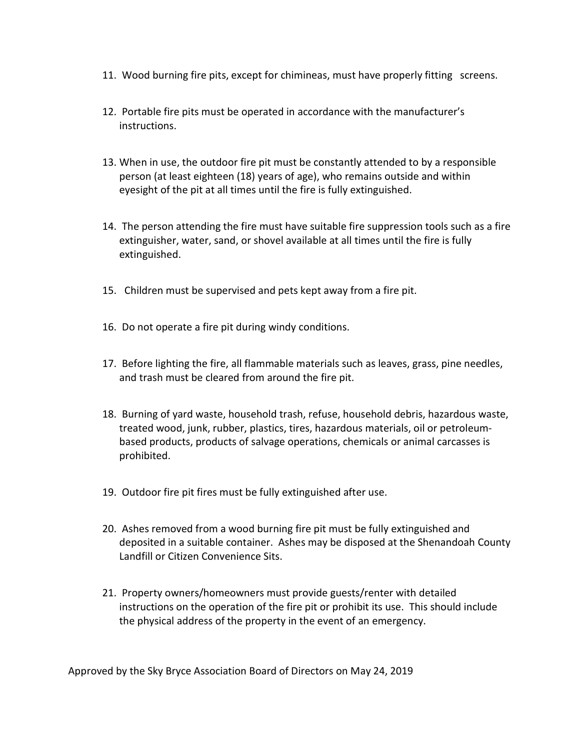11. Wood burning fire pits, except for chimineas, must have properly fitting screens.

12. Portable fire pits must be operated in accordance with the manufacturer's instructions.

13. When in use, the outdoor fire pit must be constantly attended to by a responsible person (at least eighteen (18) years of age), who remains outside and within eyesight of the pit at all times until the fire is fully extinguished.

14. The person attending the fire must have suitable fire suppression tools such as a fire extinguisher, water, sand, or shovel available at all times until the fire is fully extinguished.

15. Children must be supervised and pets kept away from a fire pit.

16. Do not operate a fire pit during windy conditions.

17. Before lighting the fire, all flammable materials such as leaves, grass, pine needles, and trash must be cleared from around the fire pit.

18. Burning of yard waste, household trash, refuse, household debris, hazardous waste, treated wood, junk, rubber, plastics, tires, hazardous materials, oil or petroleum-based products, products of salvage operations, chemicals or animal carcasses is prohibited.

19. Outdoor fire pit fires must be fully extinguished after use.

20. Ashes removed from a wood burning fire pit must be fully extinguished and deposited in a suitable container. Ashes may be disposed at the Shenandoah County Landfill or Citizen Convenience Sits.

21. Property owners/homeowners must provide guests/renter with detailed instructions on the operation of the fire pit or prohibit its use. This should include the physical address of the property in the event of an emergency.

Approved by the Sky Bryce Association Board of Directors on May 24, 2019